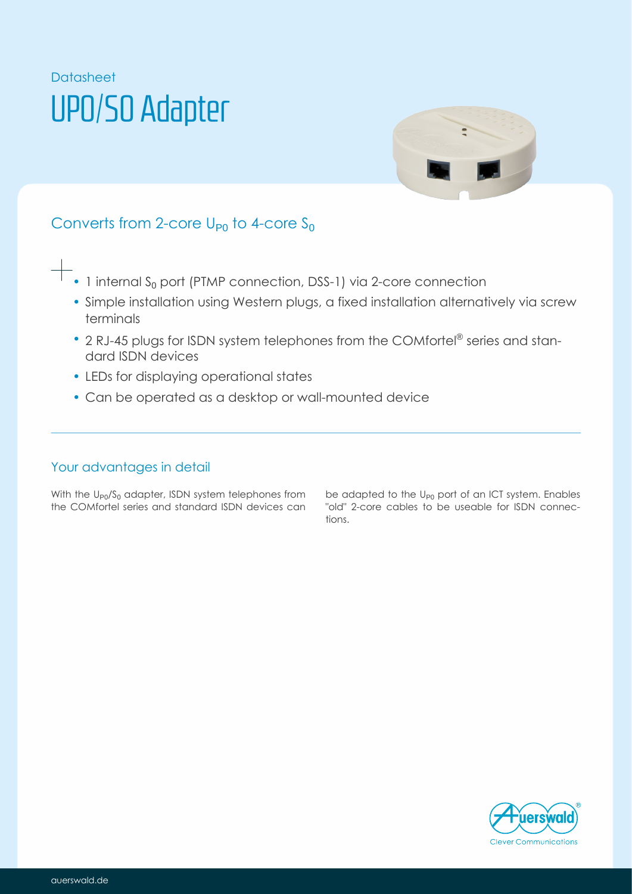Datasheet

# UP0/S0 Adapter

## Converts from 2-core $U_{P0}$ to 4-core $S_0$

- 1 internal $S_0$ port (PTMP connection, DSS-1) via 2-core connection
- Simple installation using Western plugs, a fixed installation alternatively via screw terminals
- 2 RJ-45 plugs for ISDN system telephones from the COMfortel® series and standard ISDN devices
- LEDs for displaying operational states
- Can be operated as a desktop or wall-mounted device

### Your advantages in detail

With the $U_{P0}/S_0$ adapter, ISDN system telephones from the COMfortel series and standard ISDN devices can be adapted to the $U_{P0}$ port of an ICT system. Enables "old" 2-core cables to be useable for ISDN connections.

Auerswald® Clever Communications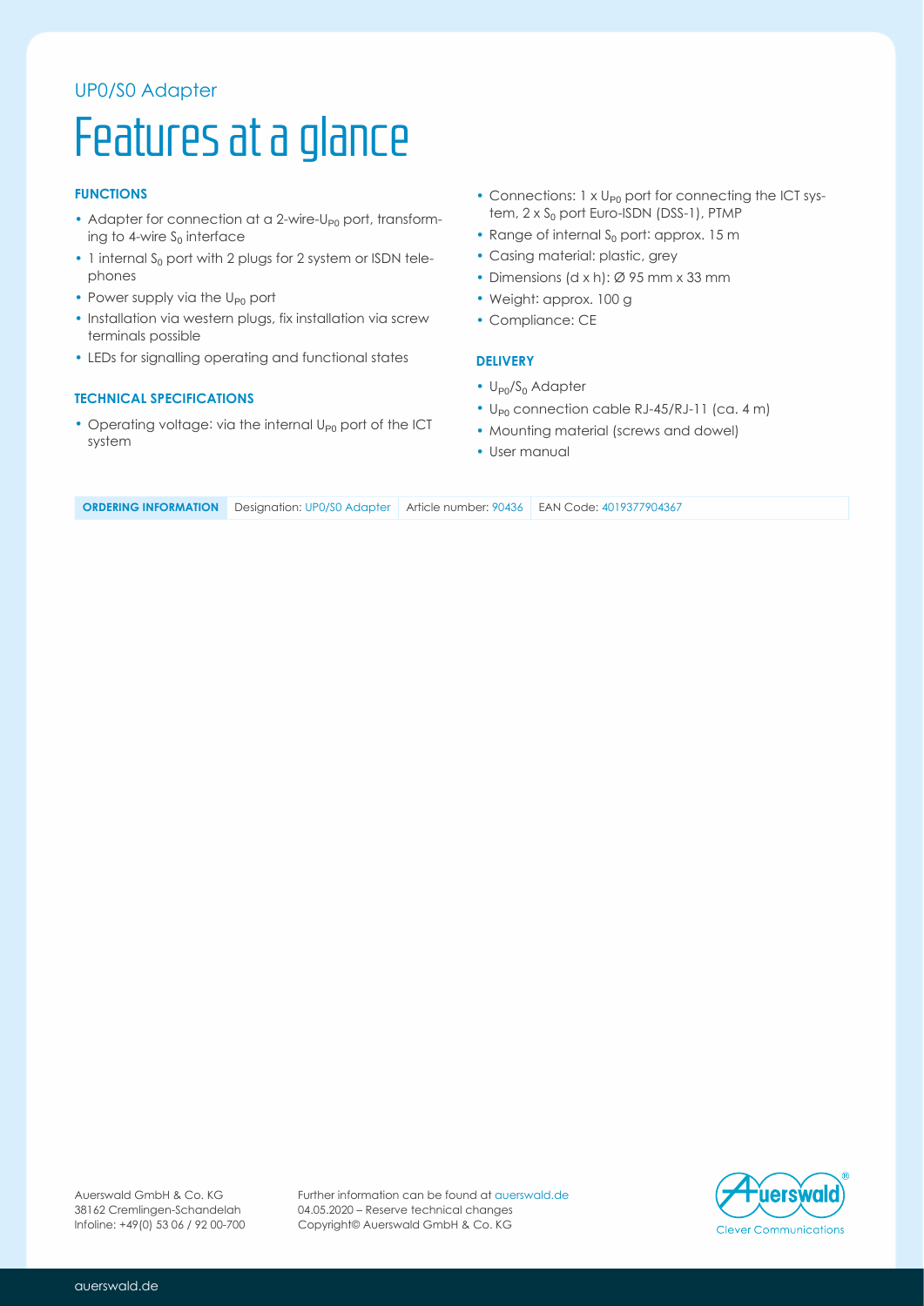UP0/S0 Adapter

# Features at a glance

### FUNCTIONS

- Adapter for connection at a 2-wire-$U_{P0}$ port, transforming to 4-wire $S_0$ interface
- 1 internal $S_0$ port with 2 plugs for 2 system or ISDN telephones
- Power supply via the $U_{P0}$ port
- Installation via western plugs, fix installation via screw terminals possible
- LEDs for signalling operating and functional states

### TECHNICAL SPECIFICATIONS

- Operating voltage: via the internal $U_{P0}$ port of the ICT system
- Connections: 1 x $U_{P0}$ port for connecting the ICT system, 2 x $S_0$ port Euro-ISDN (DSS-1), PTMP
- Range of internal $S_0$ port: approx. 15 m
- Casing material: plastic, grey
- Dimensions (d x h): Ø 95 mm x 33 mm
- Weight: approx. 100 g
- Compliance: CE

### DELIVERY

- $U_{P0}$/$S_0$ Adapter
- $U_{P0}$ connection cable RJ-45/RJ-11 (ca. 4 m)
- Mounting material (screws and dowel)
- User manual

| | | | |
|---|---|---|---|
| **ORDERING INFORMATION** | Designation: UP0/S0 Adapter | Article number: 90436 | EAN Code: 4019377904367 |

Auerswald GmbH & Co. KG
38162 Cremlingen-Schandelah
Infoline: +49(0) 53 06 / 92 00-700

Further information can be found at auerswald.de
04.05.2020 – Reserve technical changes
Copyright© Auerswald GmbH & Co. KG